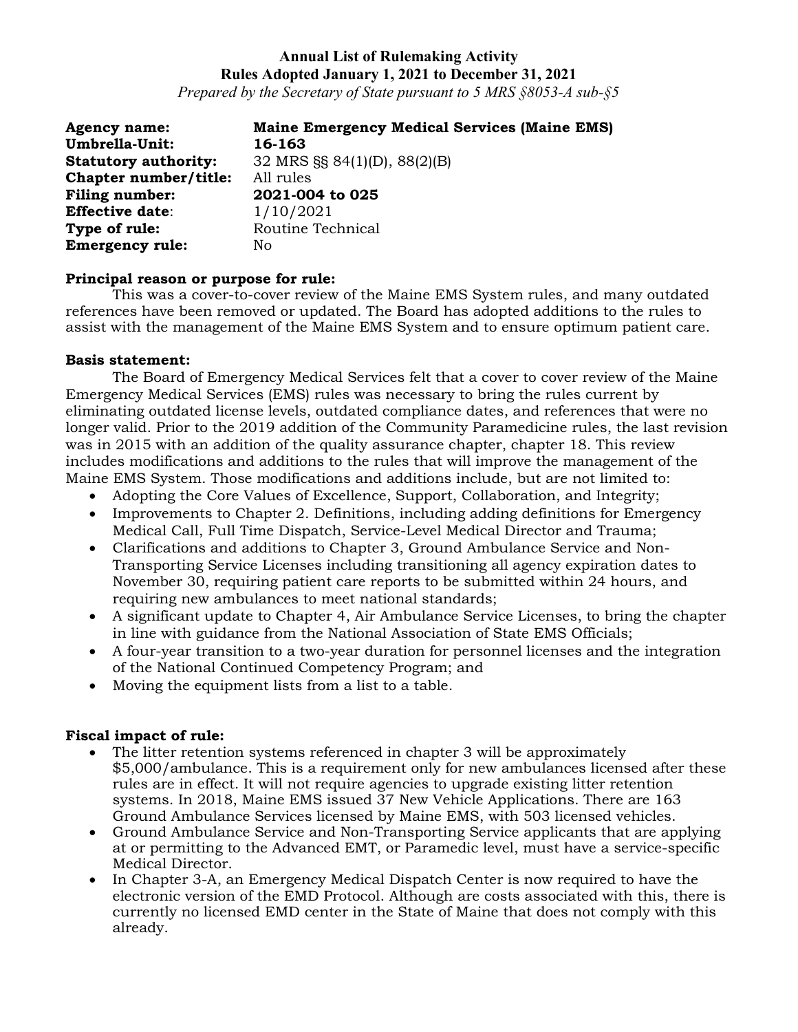**Annual List of Rulemaking Activity**
**Rules Adopted January 1, 2021 to December 31, 2021**
*Prepared by the Secretary of State pursuant to 5 MRS §8053-A sub-§5*

**Agency name:** **Maine Emergency Medical Services (Maine EMS)**
**Umbrella-Unit:** **16-163**
**Statutory authority:** 32 MRS §§ 84(1)(D), 88(2)(B)
**Chapter number/title:** All rules
**Filing number:** **2021-004 to 025**
**Effective date**: 1/10/2021
**Type of rule:** Routine Technical
**Emergency rule:** No

**Principal reason or purpose for rule:**

This was a cover-to-cover review of the Maine EMS System rules, and many outdated references have been removed or updated. The Board has adopted additions to the rules to assist with the management of the Maine EMS System and to ensure optimum patient care.

**Basis statement:**

The Board of Emergency Medical Services felt that a cover to cover review of the Maine Emergency Medical Services (EMS) rules was necessary to bring the rules current by eliminating outdated license levels, outdated compliance dates, and references that were no longer valid. Prior to the 2019 addition of the Community Paramedicine rules, the last revision was in 2015 with an addition of the quality assurance chapter, chapter 18. This review includes modifications and additions to the rules that will improve the management of the Maine EMS System. Those modifications and additions include, but are not limited to:

- Adopting the Core Values of Excellence, Support, Collaboration, and Integrity;
- Improvements to Chapter 2. Definitions, including adding definitions for Emergency Medical Call, Full Time Dispatch, Service-Level Medical Director and Trauma;
- Clarifications and additions to Chapter 3, Ground Ambulance Service and Non-Transporting Service Licenses including transitioning all agency expiration dates to November 30, requiring patient care reports to be submitted within 24 hours, and requiring new ambulances to meet national standards;
- A significant update to Chapter 4, Air Ambulance Service Licenses, to bring the chapter in line with guidance from the National Association of State EMS Officials;
- A four-year transition to a two-year duration for personnel licenses and the integration of the National Continued Competency Program; and
- Moving the equipment lists from a list to a table.

**Fiscal impact of rule:**

- The litter retention systems referenced in chapter 3 will be approximately $5,000/ambulance. This is a requirement only for new ambulances licensed after these rules are in effect. It will not require agencies to upgrade existing litter retention systems. In 2018, Maine EMS issued 37 New Vehicle Applications. There are 163 Ground Ambulance Services licensed by Maine EMS, with 503 licensed vehicles.
- Ground Ambulance Service and Non-Transporting Service applicants that are applying at or permitting to the Advanced EMT, or Paramedic level, must have a service-specific Medical Director.
- In Chapter 3-A, an Emergency Medical Dispatch Center is now required to have the electronic version of the EMD Protocol. Although are costs associated with this, there is currently no licensed EMD center in the State of Maine that does not comply with this already.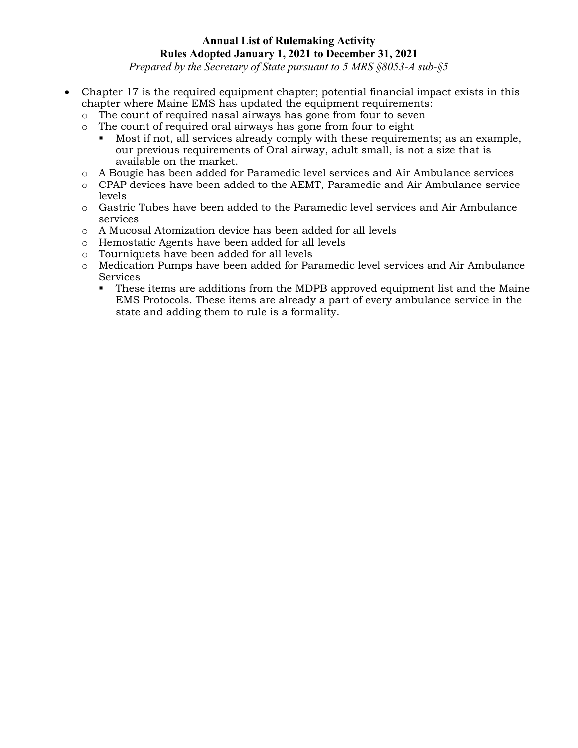- Chapter 17 is the required equipment chapter; potential financial impact exists in this chapter where Maine EMS has updated the equipment requirements:
  - The count of required nasal airways has gone from four to seven
  - The count of required oral airways has gone from four to eight
    - Most if not, all services already comply with these requirements; as an example, our previous requirements of Oral airway, adult small, is not a size that is available on the market.
  - A Bougie has been added for Paramedic level services and Air Ambulance services
  - CPAP devices have been added to the AEMT, Paramedic and Air Ambulance service levels
  - Gastric Tubes have been added to the Paramedic level services and Air Ambulance services
  - A Mucosal Atomization device has been added for all levels
  - Hemostatic Agents have been added for all levels
  - Tourniquets have been added for all levels
  - Medication Pumps have been added for Paramedic level services and Air Ambulance Services
    - These items are additions from the MDPB approved equipment list and the Maine EMS Protocols. These items are already a part of every ambulance service in the state and adding them to rule is a formality.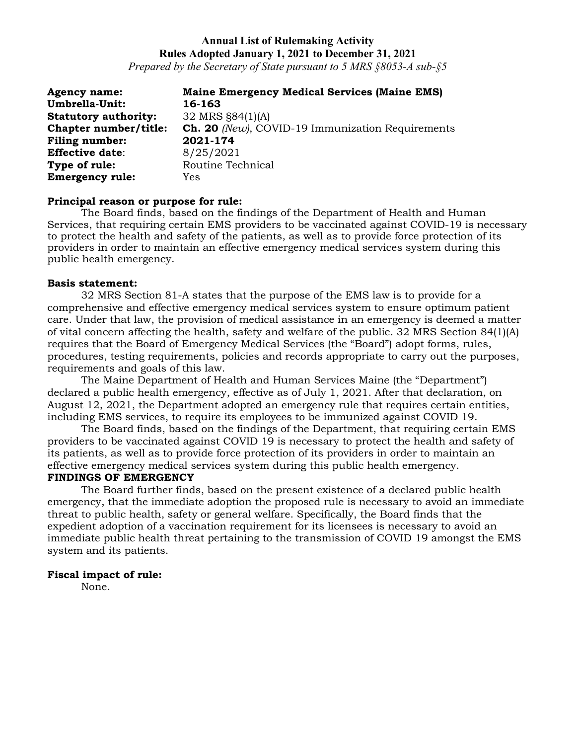**Annual List of Rulemaking Activity**
**Rules Adopted January 1, 2021 to December 31, 2021**
*Prepared by the Secretary of State pursuant to 5 MRS §8053-A sub-§5*

**Agency name:** **Maine Emergency Medical Services (Maine EMS)**
**Umbrella-Unit:** **16-163**
**Statutory authority:** 32 MRS §84(1)(A)
**Chapter number/title:** **Ch. 20** *(New)*, COVID-19 Immunization Requirements
**Filing number:** **2021-174**
**Effective date**: 8/25/2021
**Type of rule:** Routine Technical
**Emergency rule:** Yes

**Principal reason or purpose for rule:**

The Board finds, based on the findings of the Department of Health and Human Services, that requiring certain EMS providers to be vaccinated against COVID-19 is necessary to protect the health and safety of the patients, as well as to provide force protection of its providers in order to maintain an effective emergency medical services system during this public health emergency.

**Basis statement:**

32 MRS Section 81-A states that the purpose of the EMS law is to provide for a comprehensive and effective emergency medical services system to ensure optimum patient care. Under that law, the provision of medical assistance in an emergency is deemed a matter of vital concern affecting the health, safety and welfare of the public. 32 MRS Section 84(1)(A) requires that the Board of Emergency Medical Services (the "Board") adopt forms, rules, procedures, testing requirements, policies and records appropriate to carry out the purposes, requirements and goals of this law.

The Maine Department of Health and Human Services Maine (the "Department") declared a public health emergency, effective as of July 1, 2021. After that declaration, on August 12, 2021, the Department adopted an emergency rule that requires certain entities, including EMS services, to require its employees to be immunized against COVID 19.

The Board finds, based on the findings of the Department, that requiring certain EMS providers to be vaccinated against COVID 19 is necessary to protect the health and safety of its patients, as well as to provide force protection of its providers in order to maintain an effective emergency medical services system during this public health emergency.

**FINDINGS OF EMERGENCY**

The Board further finds, based on the present existence of a declared public health emergency, that the immediate adoption the proposed rule is necessary to avoid an immediate threat to public health, safety or general welfare. Specifically, the Board finds that the expedient adoption of a vaccination requirement for its licensees is necessary to avoid an immediate public health threat pertaining to the transmission of COVID 19 amongst the EMS system and its patients.

**Fiscal impact of rule:**

None.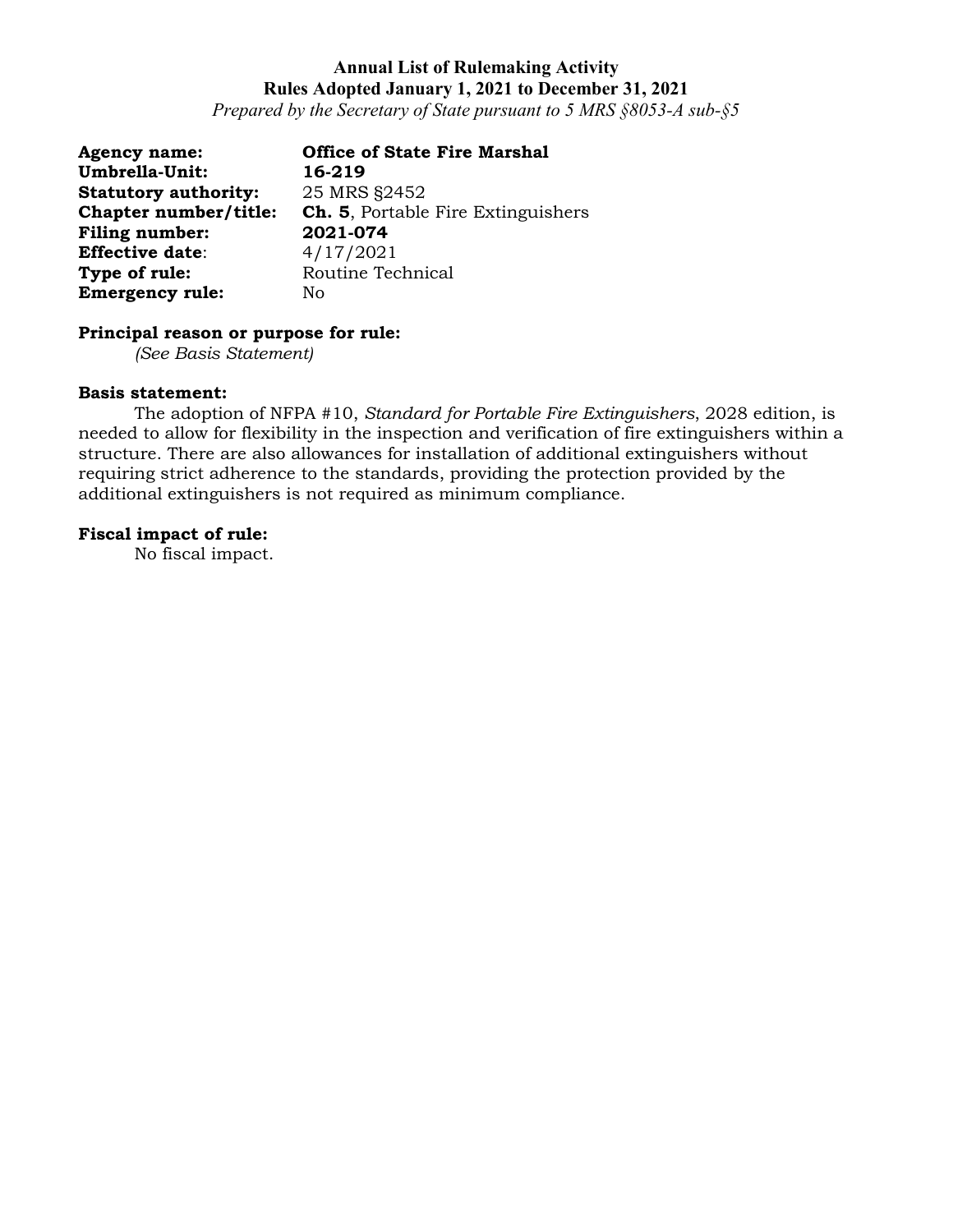**Annual List of Rulemaking Activity**
**Rules Adopted January 1, 2021 to December 31, 2021**
*Prepared by the Secretary of State pursuant to 5 MRS §8053-A sub-§5*

**Agency name:** **Office of State Fire Marshal**
**Umbrella-Unit:** **16-219**
**Statutory authority:** 25 MRS §2452
**Chapter number/title:** **Ch. 5**, Portable Fire Extinguishers
**Filing number:** **2021-074**
**Effective date**: 4/17/2021
**Type of rule:** Routine Technical
**Emergency rule:** No

**Principal reason or purpose for rule:**
*(See Basis Statement)*

**Basis statement:**
The adoption of NFPA #10, *Standard for Portable Fire Extinguishers*, 2028 edition, is needed to allow for flexibility in the inspection and verification of fire extinguishers within a structure. There are also allowances for installation of additional extinguishers without requiring strict adherence to the standards, providing the protection provided by the additional extinguishers is not required as minimum compliance.

**Fiscal impact of rule:**
No fiscal impact.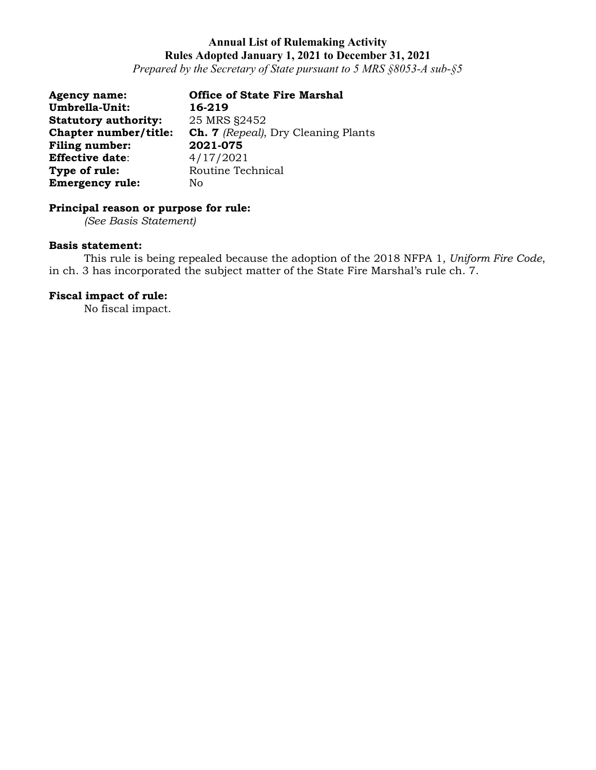**Annual List of Rulemaking Activity**
**Rules Adopted January 1, 2021 to December 31, 2021**
*Prepared by the Secretary of State pursuant to 5 MRS §8053-A sub-§5*

**Agency name:** **Office of State Fire Marshal**
**Umbrella-Unit:** **16-219**
**Statutory authority:** 25 MRS §2452
**Chapter number/title:** **Ch. 7** *(Repeal)*, Dry Cleaning Plants
**Filing number:** **2021-075**
**Effective date**: 4/17/2021
**Type of rule:** Routine Technical
**Emergency rule:** No

**Principal reason or purpose for rule:**

*(See Basis Statement)*

**Basis statement:**

This rule is being repealed because the adoption of the 2018 NFPA 1, *Uniform Fire Code*, in ch. 3 has incorporated the subject matter of the State Fire Marshal's rule ch. 7.

**Fiscal impact of rule:**

No fiscal impact.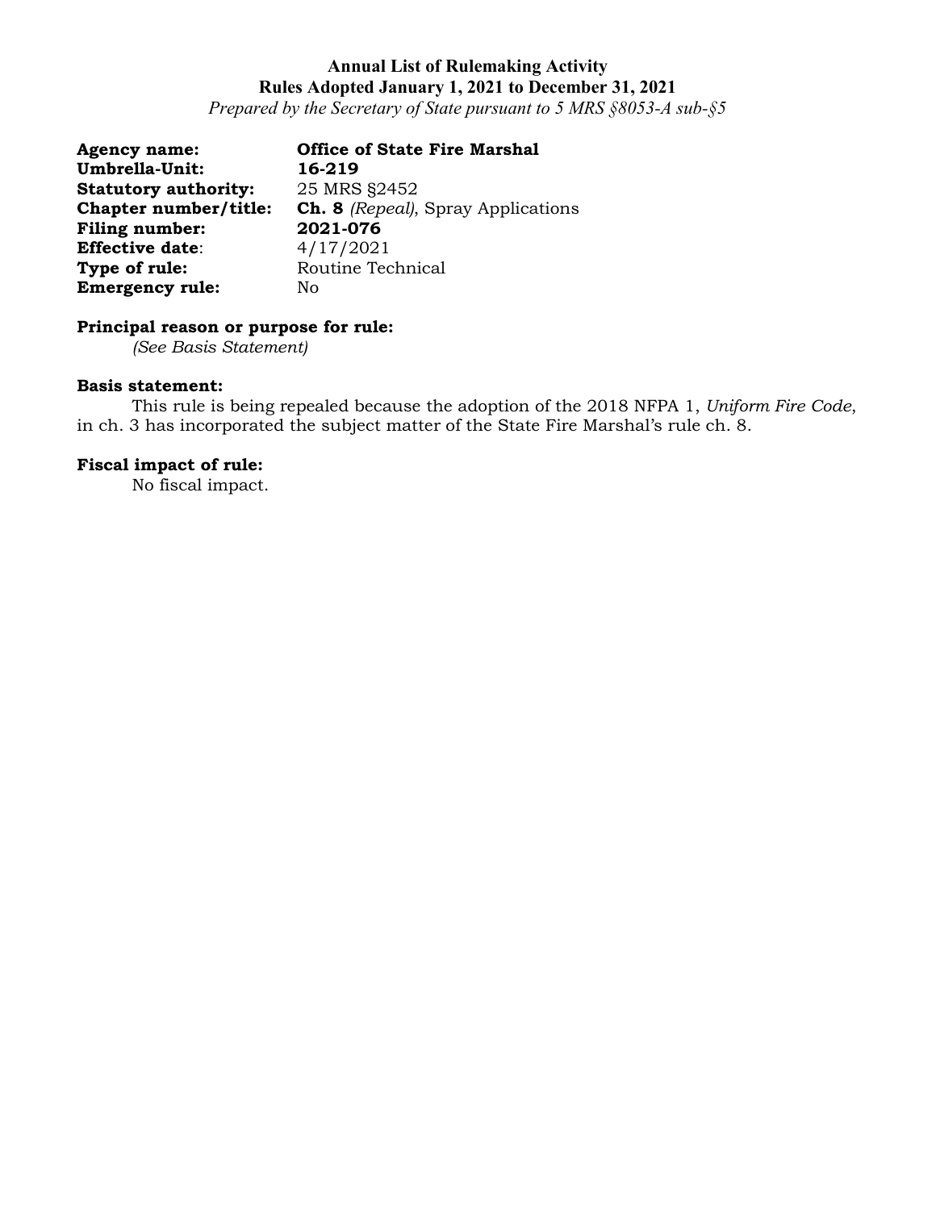**Annual List of Rulemaking Activity**
**Rules Adopted January 1, 2021 to December 31, 2021**
*Prepared by the Secretary of State pursuant to 5 MRS §8053-A sub-§5*

**Agency name:** **Office of State Fire Marshal**
**Umbrella-Unit:** **16-219**
**Statutory authority:** 25 MRS §2452
**Chapter number/title:** **Ch. 8** *(Repeal)*, Spray Applications
**Filing number:** **2021-076**
**Effective date**: 4/17/2021
**Type of rule:** Routine Technical
**Emergency rule:** No

**Principal reason or purpose for rule:**
*(See Basis Statement)*

**Basis statement:**
This rule is being repealed because the adoption of the 2018 NFPA 1, *Uniform Fire Code*, in ch. 3 has incorporated the subject matter of the State Fire Marshal's rule ch. 8.

**Fiscal impact of rule:**
No fiscal impact.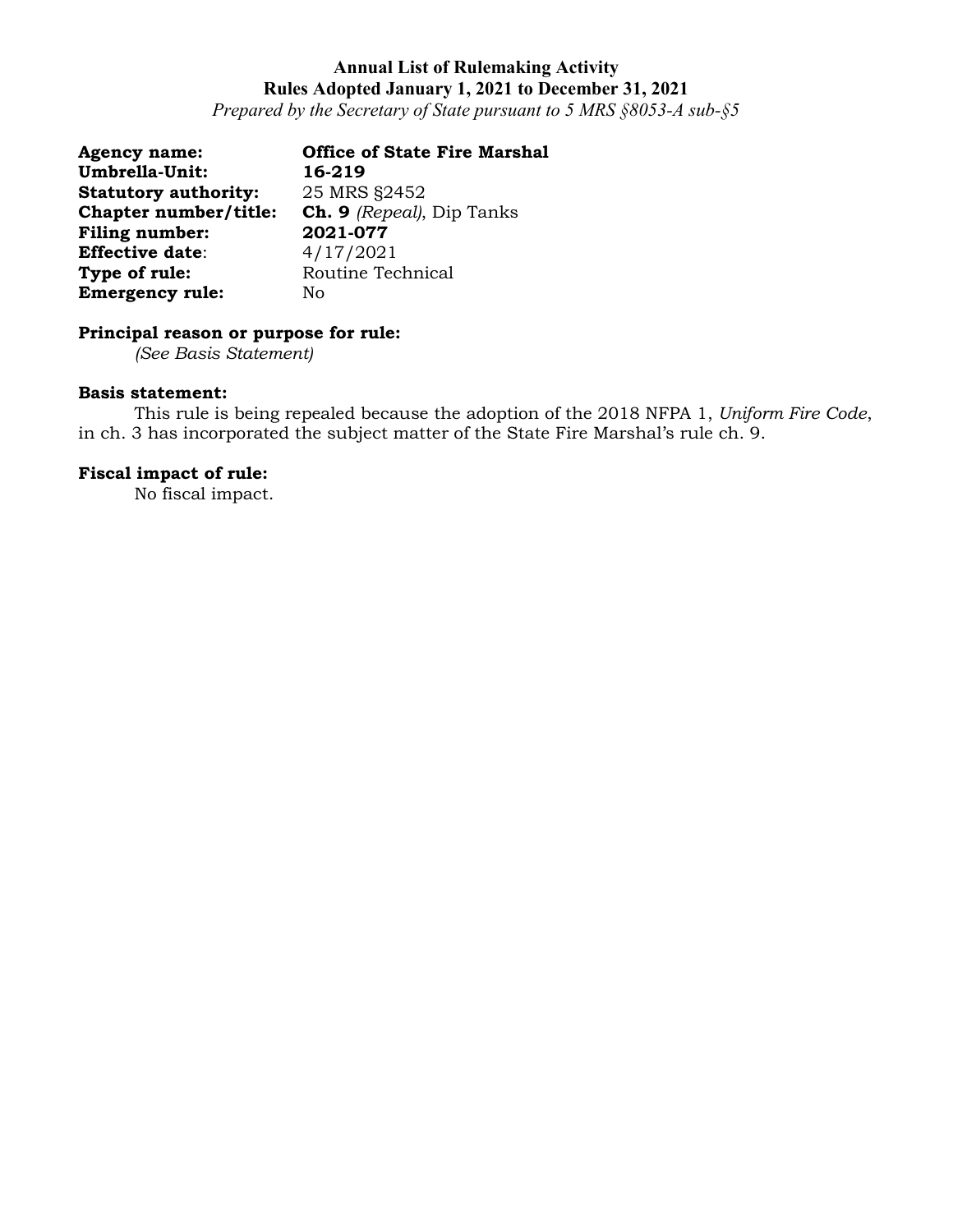**Annual List of Rulemaking Activity**
**Rules Adopted January 1, 2021 to December 31, 2021**
*Prepared by the Secretary of State pursuant to 5 MRS §8053-A sub-§5*

**Agency name:** **Office of State Fire Marshal**
**Umbrella-Unit:** **16-219**
**Statutory authority:** 25 MRS §2452
**Chapter number/title:** **Ch. 9** *(Repeal)*, Dip Tanks
**Filing number:** **2021-077**
**Effective date**: 4/17/2021
**Type of rule:** Routine Technical
**Emergency rule:** No

**Principal reason or purpose for rule:**
*(See Basis Statement)*

**Basis statement:**
This rule is being repealed because the adoption of the 2018 NFPA 1, *Uniform Fire Code*, in ch. 3 has incorporated the subject matter of the State Fire Marshal's rule ch. 9.

**Fiscal impact of rule:**
No fiscal impact.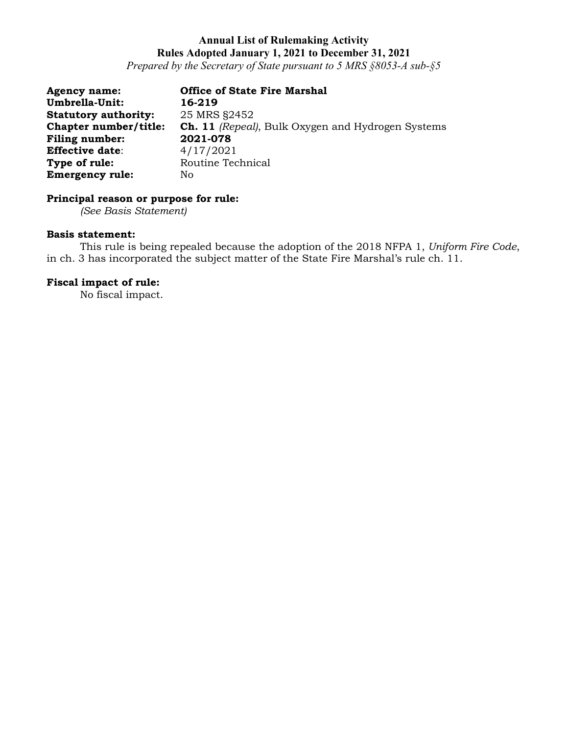**Annual List of Rulemaking Activity**
**Rules Adopted January 1, 2021 to December 31, 2021**
*Prepared by the Secretary of State pursuant to 5 MRS §8053-A sub-§5*

**Agency name:** **Office of State Fire Marshal**
**Umbrella-Unit:** **16-219**
**Statutory authority:** 25 MRS §2452
**Chapter number/title:** **Ch. 11** *(Repeal)*, Bulk Oxygen and Hydrogen Systems
**Filing number:** **2021-078**
**Effective date**: 4/17/2021
**Type of rule:** Routine Technical
**Emergency rule:** No

**Principal reason or purpose for rule:**
*(See Basis Statement)*

**Basis statement:**
This rule is being repealed because the adoption of the 2018 NFPA 1, *Uniform Fire Code*, in ch. 3 has incorporated the subject matter of the State Fire Marshal's rule ch. 11.

**Fiscal impact of rule:**
No fiscal impact.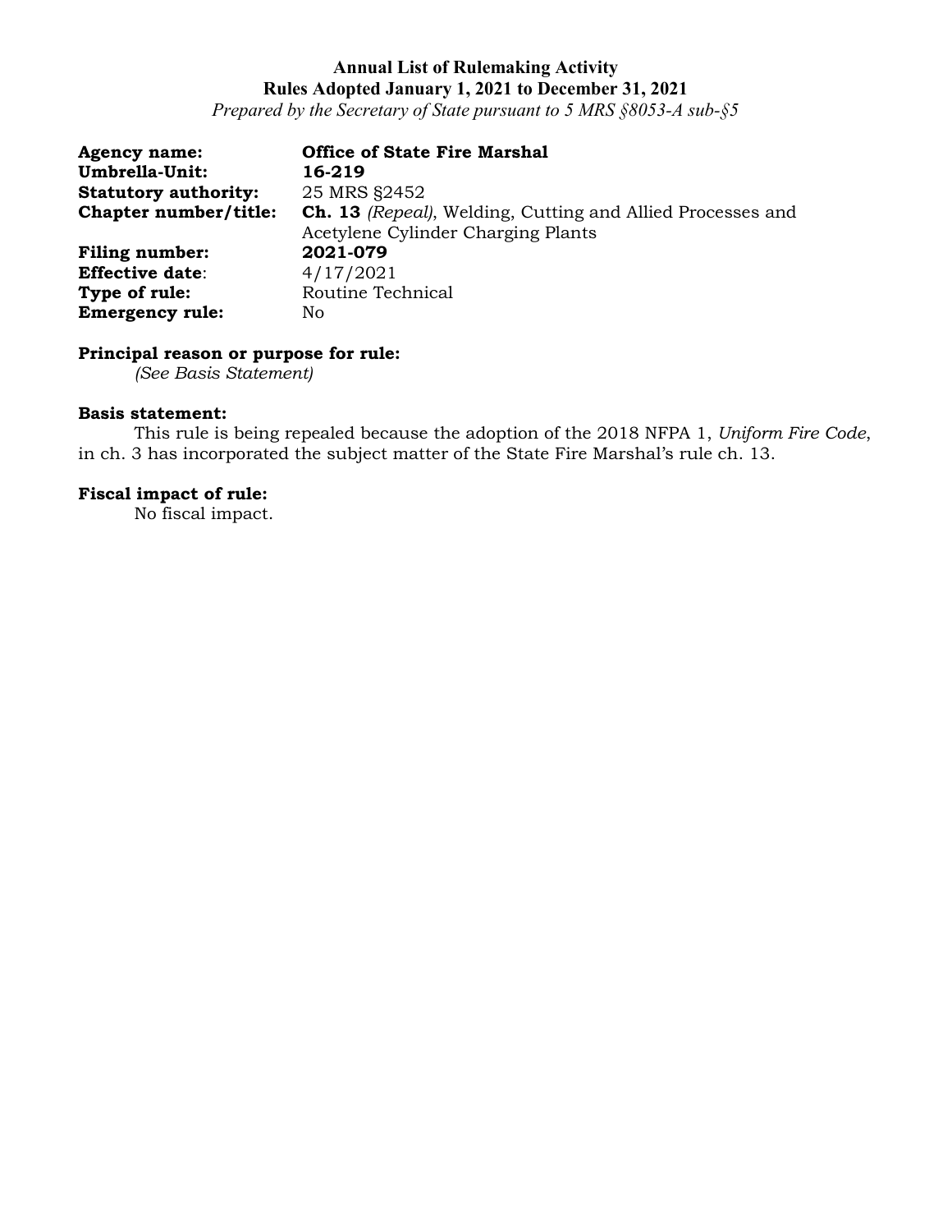**Annual List of Rulemaking Activity**
**Rules Adopted January 1, 2021 to December 31, 2021**
*Prepared by the Secretary of State pursuant to 5 MRS §8053-A sub-§5*

**Agency name:** **Office of State Fire Marshal**
**Umbrella-Unit:** **16-219**
**Statutory authority:** 25 MRS §2452
**Chapter number/title:** **Ch. 13** *(Repeal)*, Welding, Cutting and Allied Processes and Acetylene Cylinder Charging Plants
**Filing number:** **2021-079**
**Effective date**: 4/17/2021
**Type of rule:** Routine Technical
**Emergency rule:** No

**Principal reason or purpose for rule:**
*(See Basis Statement)*

**Basis statement:**
This rule is being repealed because the adoption of the 2018 NFPA 1, *Uniform Fire Code*, in ch. 3 has incorporated the subject matter of the State Fire Marshal's rule ch. 13.

**Fiscal impact of rule:**
No fiscal impact.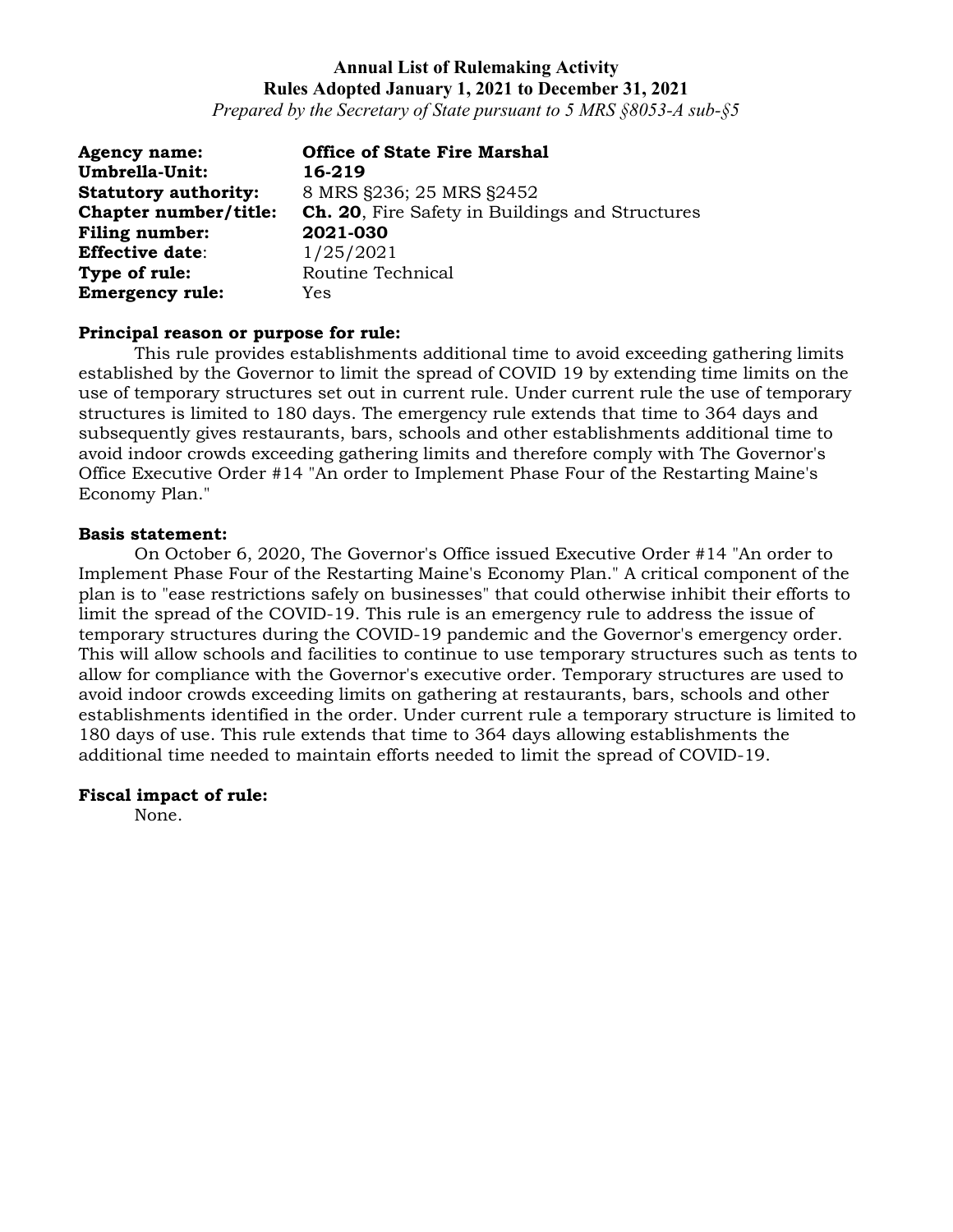**Annual List of Rulemaking Activity**
**Rules Adopted January 1, 2021 to December 31, 2021**
*Prepared by the Secretary of State pursuant to 5 MRS §8053-A sub-§5*

**Agency name:** **Office of State Fire Marshal**
**Umbrella-Unit:** **16-219**
**Statutory authority:** 8 MRS §236; 25 MRS §2452
**Chapter number/title:** **Ch. 20**, Fire Safety in Buildings and Structures
**Filing number:** **2021-030**
**Effective date**: 1/25/2021
**Type of rule:** Routine Technical
**Emergency rule:** Yes

**Principal reason or purpose for rule:**

This rule provides establishments additional time to avoid exceeding gathering limits established by the Governor to limit the spread of COVID 19 by extending time limits on the use of temporary structures set out in current rule. Under current rule the use of temporary structures is limited to 180 days. The emergency rule extends that time to 364 days and subsequently gives restaurants, bars, schools and other establishments additional time to avoid indoor crowds exceeding gathering limits and therefore comply with The Governor's Office Executive Order #14 "An order to Implement Phase Four of the Restarting Maine's Economy Plan."

**Basis statement:**

On October 6, 2020, The Governor's Office issued Executive Order #14 "An order to Implement Phase Four of the Restarting Maine's Economy Plan." A critical component of the plan is to "ease restrictions safely on businesses" that could otherwise inhibit their efforts to limit the spread of the COVID-19. This rule is an emergency rule to address the issue of temporary structures during the COVID-19 pandemic and the Governor's emergency order. This will allow schools and facilities to continue to use temporary structures such as tents to allow for compliance with the Governor's executive order. Temporary structures are used to avoid indoor crowds exceeding limits on gathering at restaurants, bars, schools and other establishments identified in the order. Under current rule a temporary structure is limited to 180 days of use. This rule extends that time to 364 days allowing establishments the additional time needed to maintain efforts needed to limit the spread of COVID-19.

**Fiscal impact of rule:**

None.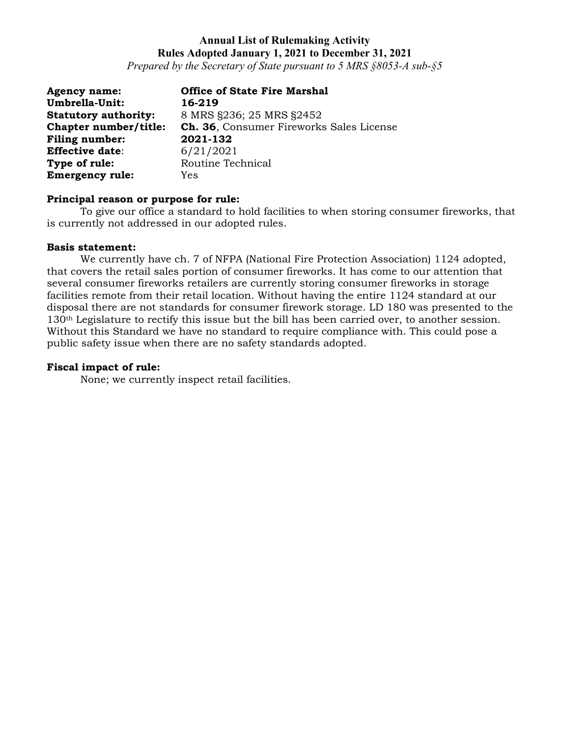**Annual List of Rulemaking Activity**
**Rules Adopted January 1, 2021 to December 31, 2021**
*Prepared by the Secretary of State pursuant to 5 MRS §8053-A sub-§5*

**Agency name:** **Office of State Fire Marshal**
**Umbrella-Unit:** **16-219**
**Statutory authority:** 8 MRS §236; 25 MRS §2452
**Chapter number/title:** **Ch. 36**, Consumer Fireworks Sales License
**Filing number:** **2021-132**
**Effective date**: 6/21/2021
**Type of rule:** Routine Technical
**Emergency rule:** Yes

**Principal reason or purpose for rule:**

To give our office a standard to hold facilities to when storing consumer fireworks, that is currently not addressed in our adopted rules.

**Basis statement:**

We currently have ch. 7 of NFPA (National Fire Protection Association) 1124 adopted, that covers the retail sales portion of consumer fireworks. It has come to our attention that several consumer fireworks retailers are currently storing consumer fireworks in storage facilities remote from their retail location. Without having the entire 1124 standard at our disposal there are not standards for consumer firework storage. LD 180 was presented to the 130th Legislature to rectify this issue but the bill has been carried over, to another session. Without this Standard we have no standard to require compliance with. This could pose a public safety issue when there are no safety standards adopted.

**Fiscal impact of rule:**

None; we currently inspect retail facilities.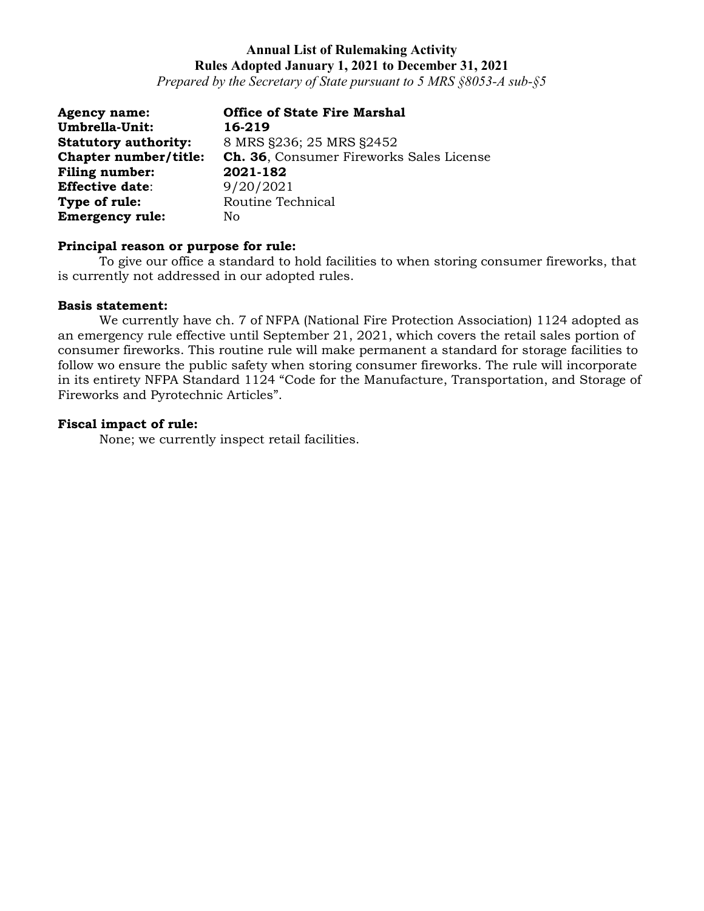**Annual List of Rulemaking Activity**
**Rules Adopted January 1, 2021 to December 31, 2021**
*Prepared by the Secretary of State pursuant to 5 MRS §8053-A sub-§5*

**Agency name:** **Office of State Fire Marshal**
**Umbrella-Unit:** **16-219**
**Statutory authority:** 8 MRS §236; 25 MRS §2452
**Chapter number/title:** **Ch. 36**, Consumer Fireworks Sales License
**Filing number:** **2021-182**
**Effective date**: 9/20/2021
**Type of rule:** Routine Technical
**Emergency rule:** No

**Principal reason or purpose for rule:**

To give our office a standard to hold facilities to when storing consumer fireworks, that is currently not addressed in our adopted rules.

**Basis statement:**

We currently have ch. 7 of NFPA (National Fire Protection Association) 1124 adopted as an emergency rule effective until September 21, 2021, which covers the retail sales portion of consumer fireworks. This routine rule will make permanent a standard for storage facilities to follow wo ensure the public safety when storing consumer fireworks. The rule will incorporate in its entirety NFPA Standard 1124 "Code for the Manufacture, Transportation, and Storage of Fireworks and Pyrotechnic Articles".

**Fiscal impact of rule:**

None; we currently inspect retail facilities.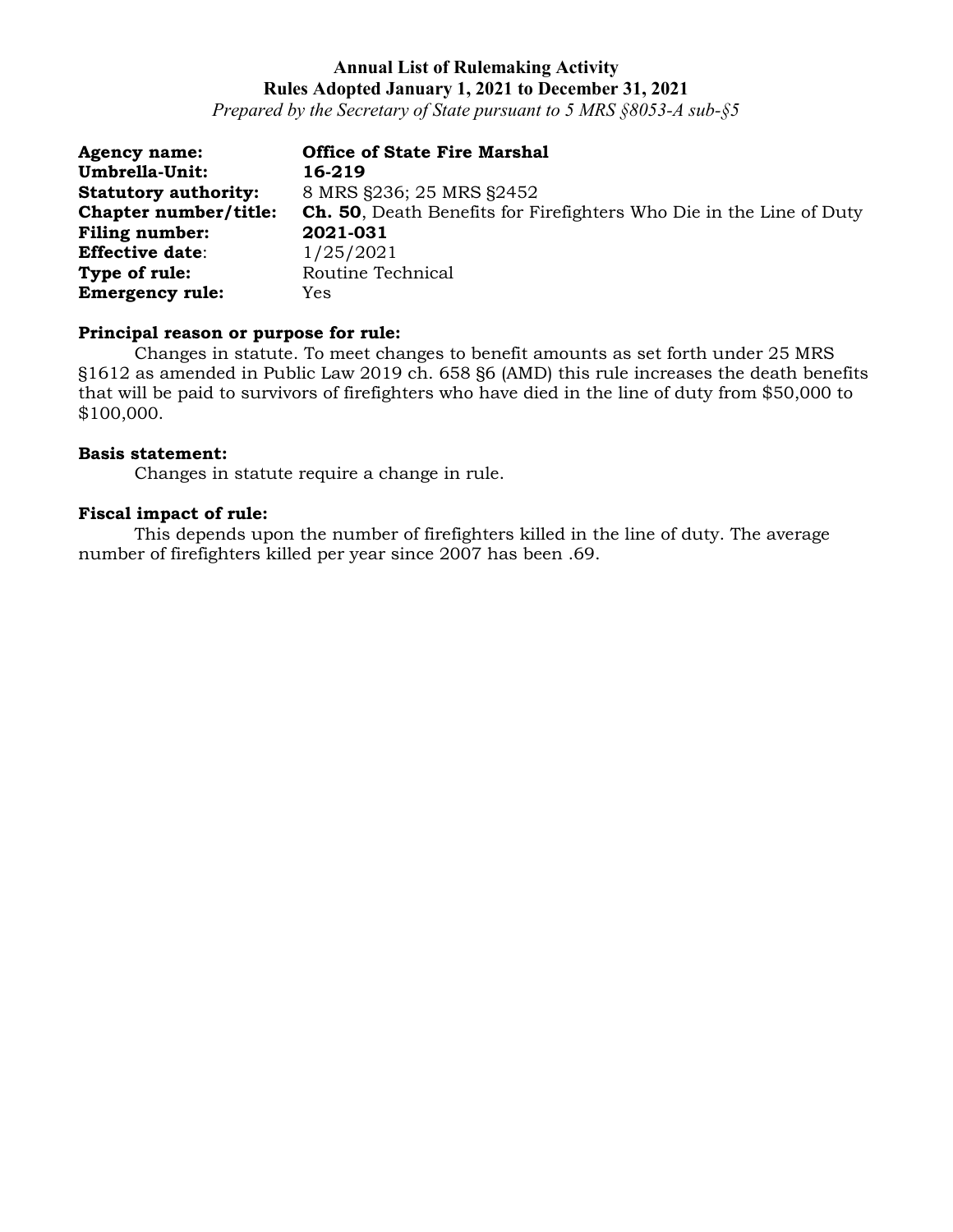**Annual List of Rulemaking Activity**
**Rules Adopted January 1, 2021 to December 31, 2021**
*Prepared by the Secretary of State pursuant to 5 MRS §8053-A sub-§5*

**Agency name:** **Office of State Fire Marshal**
**Umbrella-Unit:** **16-219**
**Statutory authority:** 8 MRS §236; 25 MRS §2452
**Chapter number/title:** **Ch. 50**, Death Benefits for Firefighters Who Die in the Line of Duty
**Filing number:** **2021-031**
**Effective date**: 1/25/2021
**Type of rule:** Routine Technical
**Emergency rule:** Yes

**Principal reason or purpose for rule:**

Changes in statute. To meet changes to benefit amounts as set forth under 25 MRS §1612 as amended in Public Law 2019 ch. 658 §6 (AMD) this rule increases the death benefits that will be paid to survivors of firefighters who have died in the line of duty from $50,000 to $100,000.

**Basis statement:**

Changes in statute require a change in rule.

**Fiscal impact of rule:**

This depends upon the number of firefighters killed in the line of duty. The average number of firefighters killed per year since 2007 has been .69.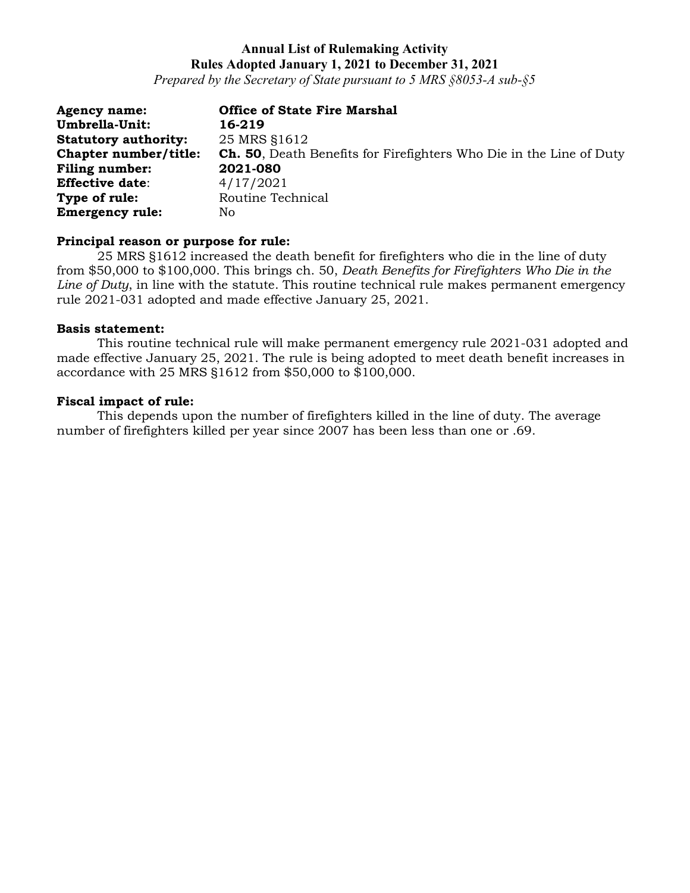**Annual List of Rulemaking Activity**
**Rules Adopted January 1, 2021 to December 31, 2021**
*Prepared by the Secretary of State pursuant to 5 MRS §8053-A sub-§5*

**Agency name:** **Office of State Fire Marshal**
**Umbrella-Unit:** **16-219**
**Statutory authority:** 25 MRS §1612
**Chapter number/title:** **Ch. 50**, Death Benefits for Firefighters Who Die in the Line of Duty
**Filing number:** **2021-080**
**Effective date**: 4/17/2021
**Type of rule:** Routine Technical
**Emergency rule:** No

**Principal reason or purpose for rule:**

25 MRS §1612 increased the death benefit for firefighters who die in the line of duty from $50,000 to $100,000. This brings ch. 50, *Death Benefits for Firefighters Who Die in the Line of Duty*, in line with the statute. This routine technical rule makes permanent emergency rule 2021-031 adopted and made effective January 25, 2021.

**Basis statement:**

This routine technical rule will make permanent emergency rule 2021-031 adopted and made effective January 25, 2021. The rule is being adopted to meet death benefit increases in accordance with 25 MRS §1612 from $50,000 to $100,000.

**Fiscal impact of rule:**

This depends upon the number of firefighters killed in the line of duty. The average number of firefighters killed per year since 2007 has been less than one or .69.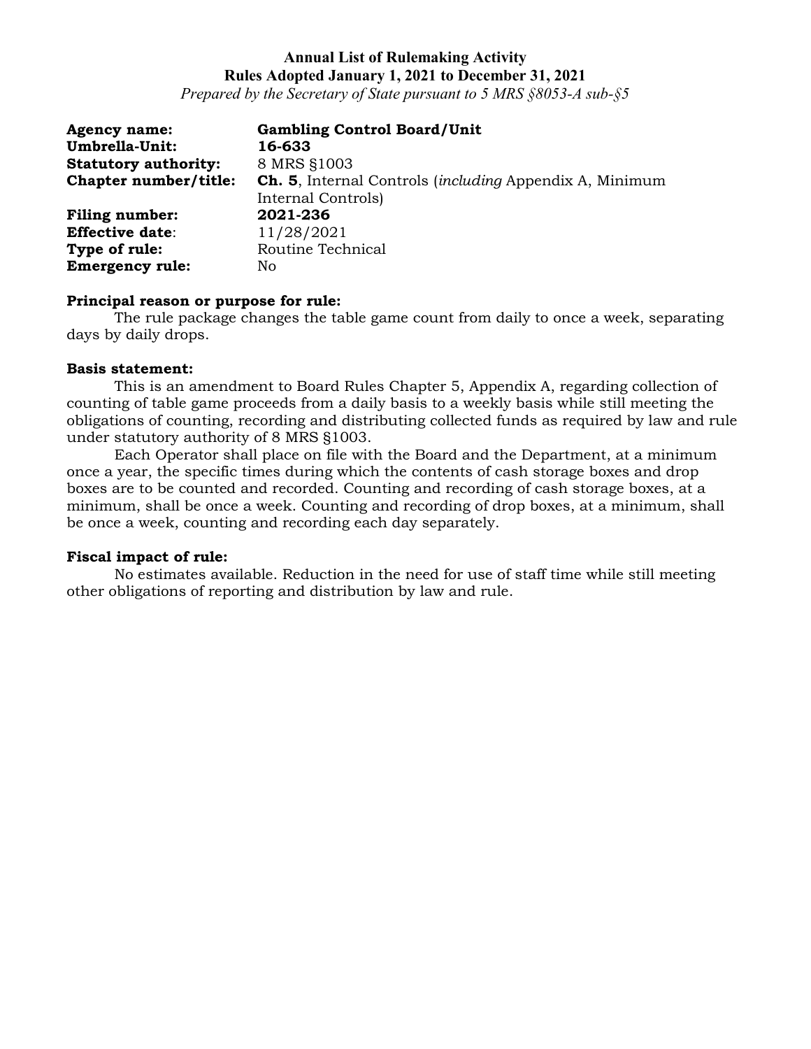**Annual List of Rulemaking Activity**
**Rules Adopted January 1, 2021 to December 31, 2021**
*Prepared by the Secretary of State pursuant to 5 MRS §8053-A sub-§5*

**Agency name:** **Gambling Control Board/Unit**
**Umbrella-Unit:** **16-633**
**Statutory authority:** 8 MRS §1003
**Chapter number/title:** **Ch. 5**, Internal Controls (*including* Appendix A, Minimum Internal Controls)
**Filing number:** **2021-236**
**Effective date**: 11/28/2021
**Type of rule:** Routine Technical
**Emergency rule:** No

**Principal reason or purpose for rule:**

The rule package changes the table game count from daily to once a week, separating days by daily drops.

**Basis statement:**

This is an amendment to Board Rules Chapter 5, Appendix A, regarding collection of counting of table game proceeds from a daily basis to a weekly basis while still meeting the obligations of counting, recording and distributing collected funds as required by law and rule under statutory authority of 8 MRS §1003.

Each Operator shall place on file with the Board and the Department, at a minimum once a year, the specific times during which the contents of cash storage boxes and drop boxes are to be counted and recorded. Counting and recording of cash storage boxes, at a minimum, shall be once a week. Counting and recording of drop boxes, at a minimum, shall be once a week, counting and recording each day separately.

**Fiscal impact of rule:**

No estimates available. Reduction in the need for use of staff time while still meeting other obligations of reporting and distribution by law and rule.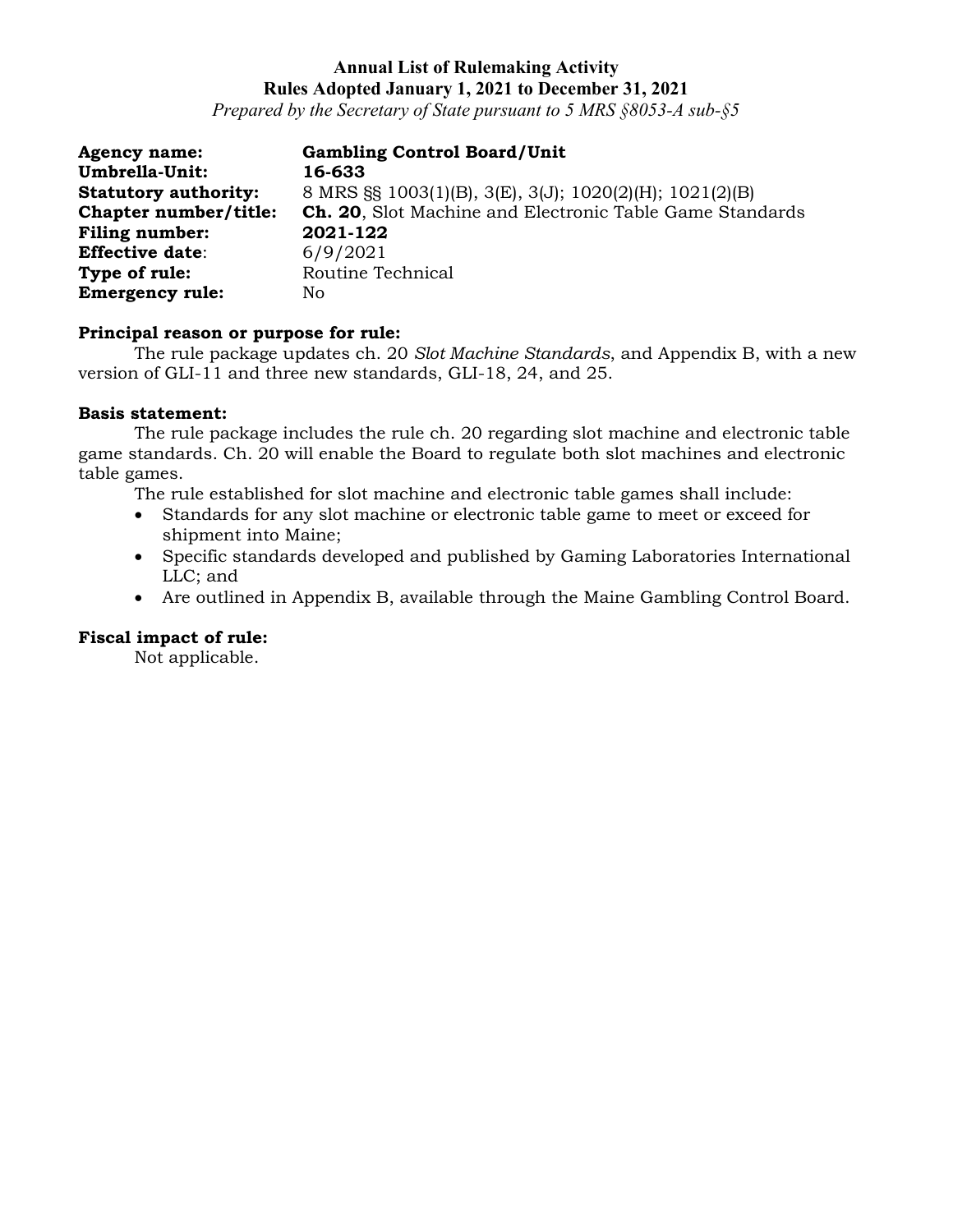**Annual List of Rulemaking Activity**
**Rules Adopted January 1, 2021 to December 31, 2021**
*Prepared by the Secretary of State pursuant to 5 MRS §8053-A sub-§5*

**Agency name:** **Gambling Control Board/Unit**
**Umbrella-Unit:** **16-633**
**Statutory authority:** 8 MRS §§ 1003(1)(B), 3(E), 3(J); 1020(2)(H); 1021(2)(B)
**Chapter number/title:** **Ch. 20**, Slot Machine and Electronic Table Game Standards
**Filing number:** **2021-122**
**Effective date**: 6/9/2021
**Type of rule:** Routine Technical
**Emergency rule:** No

**Principal reason or purpose for rule:**

The rule package updates ch. 20 *Slot Machine Standards*, and Appendix B, with a new version of GLI-11 and three new standards, GLI-18, 24, and 25.

**Basis statement:**

The rule package includes the rule ch. 20 regarding slot machine and electronic table game standards. Ch. 20 will enable the Board to regulate both slot machines and electronic table games.

The rule established for slot machine and electronic table games shall include:

- Standards for any slot machine or electronic table game to meet or exceed for shipment into Maine;
- Specific standards developed and published by Gaming Laboratories International LLC; and
- Are outlined in Appendix B, available through the Maine Gambling Control Board.

**Fiscal impact of rule:**

Not applicable.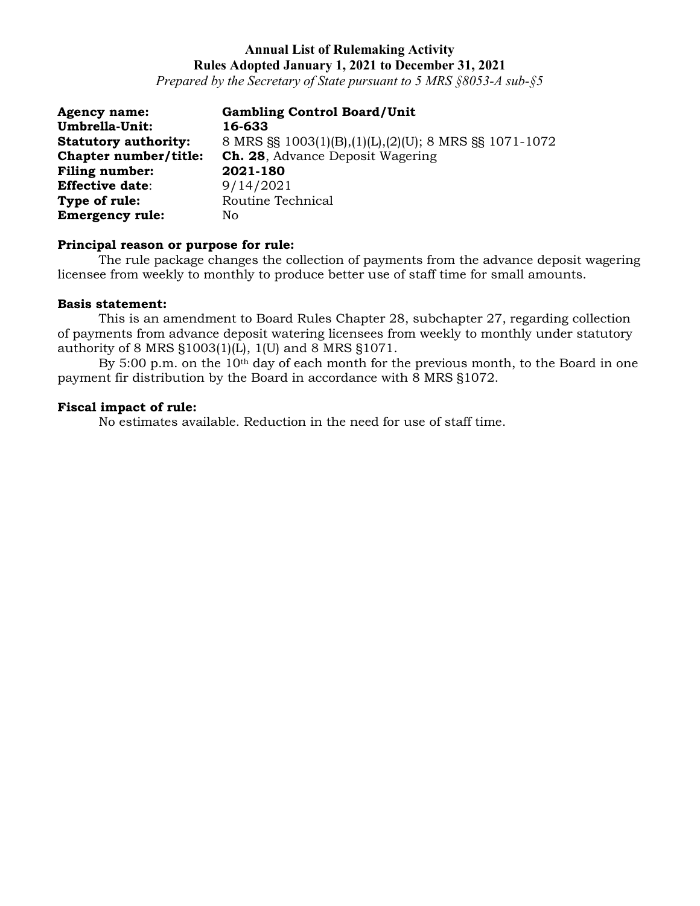**Annual List of Rulemaking Activity**
**Rules Adopted January 1, 2021 to December 31, 2021**
*Prepared by the Secretary of State pursuant to 5 MRS §8053-A sub-§5*

**Agency name:** **Gambling Control Board/Unit**
**Umbrella-Unit:** **16-633**
**Statutory authority:** 8 MRS §§ 1003(1)(B),(1)(L),(2)(U); 8 MRS §§ 1071-1072
**Chapter number/title:** **Ch. 28**, Advance Deposit Wagering
**Filing number:** **2021-180**
**Effective date**: 9/14/2021
**Type of rule:** Routine Technical
**Emergency rule:** No

**Principal reason or purpose for rule:**

The rule package changes the collection of payments from the advance deposit wagering licensee from weekly to monthly to produce better use of staff time for small amounts.

**Basis statement:**

This is an amendment to Board Rules Chapter 28, subchapter 27, regarding collection of payments from advance deposit watering licensees from weekly to monthly under statutory authority of 8 MRS §1003(1)(L), 1(U) and 8 MRS §1071.

By 5:00 p.m. on the 10th day of each month for the previous month, to the Board in one payment fir distribution by the Board in accordance with 8 MRS §1072.

**Fiscal impact of rule:**

No estimates available. Reduction in the need for use of staff time.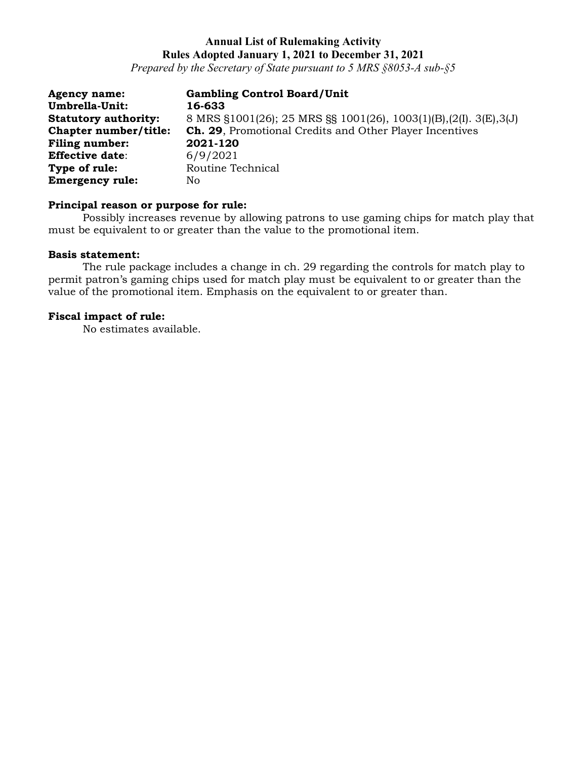**Annual List of Rulemaking Activity**
**Rules Adopted January 1, 2021 to December 31, 2021**
*Prepared by the Secretary of State pursuant to 5 MRS §8053-A sub-§5*

**Agency name:** **Gambling Control Board/Unit**
**Umbrella-Unit:** **16-633**
**Statutory authority:** 8 MRS §1001(26); 25 MRS §§ 1001(26), 1003(1)(B),(2(I). 3(E),3(J)
**Chapter number/title:** **Ch. 29**, Promotional Credits and Other Player Incentives
**Filing number:** **2021-120**
**Effective date**: 6/9/2021
**Type of rule:** Routine Technical
**Emergency rule:** No

**Principal reason or purpose for rule:**

Possibly increases revenue by allowing patrons to use gaming chips for match play that must be equivalent to or greater than the value to the promotional item.

**Basis statement:**

The rule package includes a change in ch. 29 regarding the controls for match play to permit patron's gaming chips used for match play must be equivalent to or greater than the value of the promotional item. Emphasis on the equivalent to or greater than.

**Fiscal impact of rule:**

No estimates available.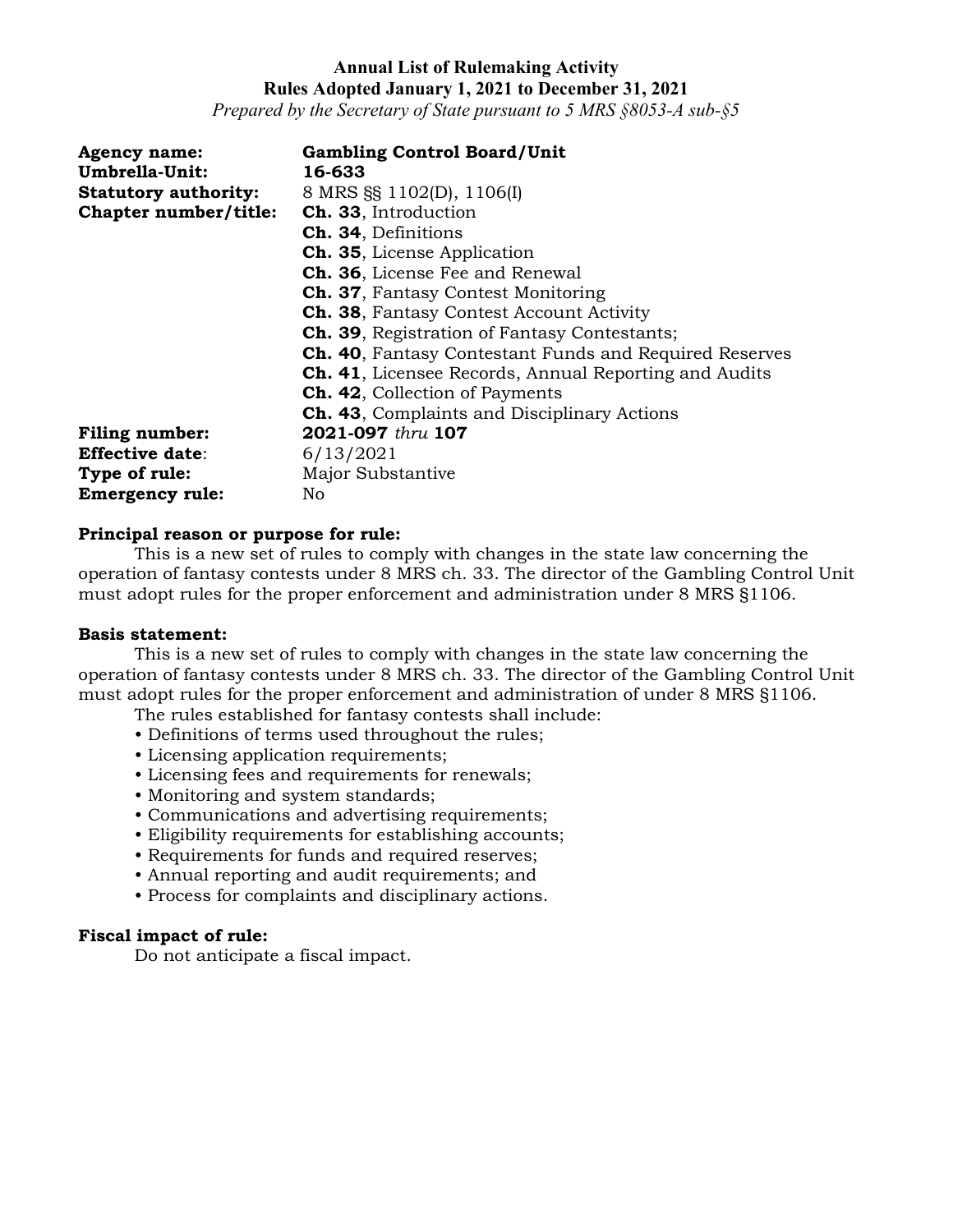**Annual List of Rulemaking Activity**
**Rules Adopted January 1, 2021 to December 31, 2021**
*Prepared by the Secretary of State pursuant to 5 MRS §8053-A sub-§5*

**Agency name:** **Gambling Control Board/Unit**
**Umbrella-Unit:** **16-633**
**Statutory authority:** 8 MRS §§ 1102(D), 1106(I)
**Chapter number/title:** **Ch. 33**, Introduction
**Ch. 34**, Definitions
**Ch. 35**, License Application
**Ch. 36**, License Fee and Renewal
**Ch. 37**, Fantasy Contest Monitoring
**Ch. 38**, Fantasy Contest Account Activity
**Ch. 39**, Registration of Fantasy Contestants;
**Ch. 40**, Fantasy Contestant Funds and Required Reserves
**Ch. 41**, Licensee Records, Annual Reporting and Audits
**Ch. 42**, Collection of Payments
**Ch. 43**, Complaints and Disciplinary Actions
**Filing number:** **2021-097** *thru* **107**
**Effective date**: 6/13/2021
**Type of rule:** Major Substantive
**Emergency rule:** No

**Principal reason or purpose for rule:**
This is a new set of rules to comply with changes in the state law concerning the operation of fantasy contests under 8 MRS ch. 33. The director of the Gambling Control Unit must adopt rules for the proper enforcement and administration under 8 MRS §1106.

**Basis statement:**
This is a new set of rules to comply with changes in the state law concerning the operation of fantasy contests under 8 MRS ch. 33. The director of the Gambling Control Unit must adopt rules for the proper enforcement and administration of under 8 MRS §1106.
The rules established for fantasy contests shall include:

- Definitions of terms used throughout the rules;
- Licensing application requirements;
- Licensing fees and requirements for renewals;
- Monitoring and system standards;
- Communications and advertising requirements;
- Eligibility requirements for establishing accounts;
- Requirements for funds and required reserves;
- Annual reporting and audit requirements; and
- Process for complaints and disciplinary actions.

**Fiscal impact of rule:**
Do not anticipate a fiscal impact.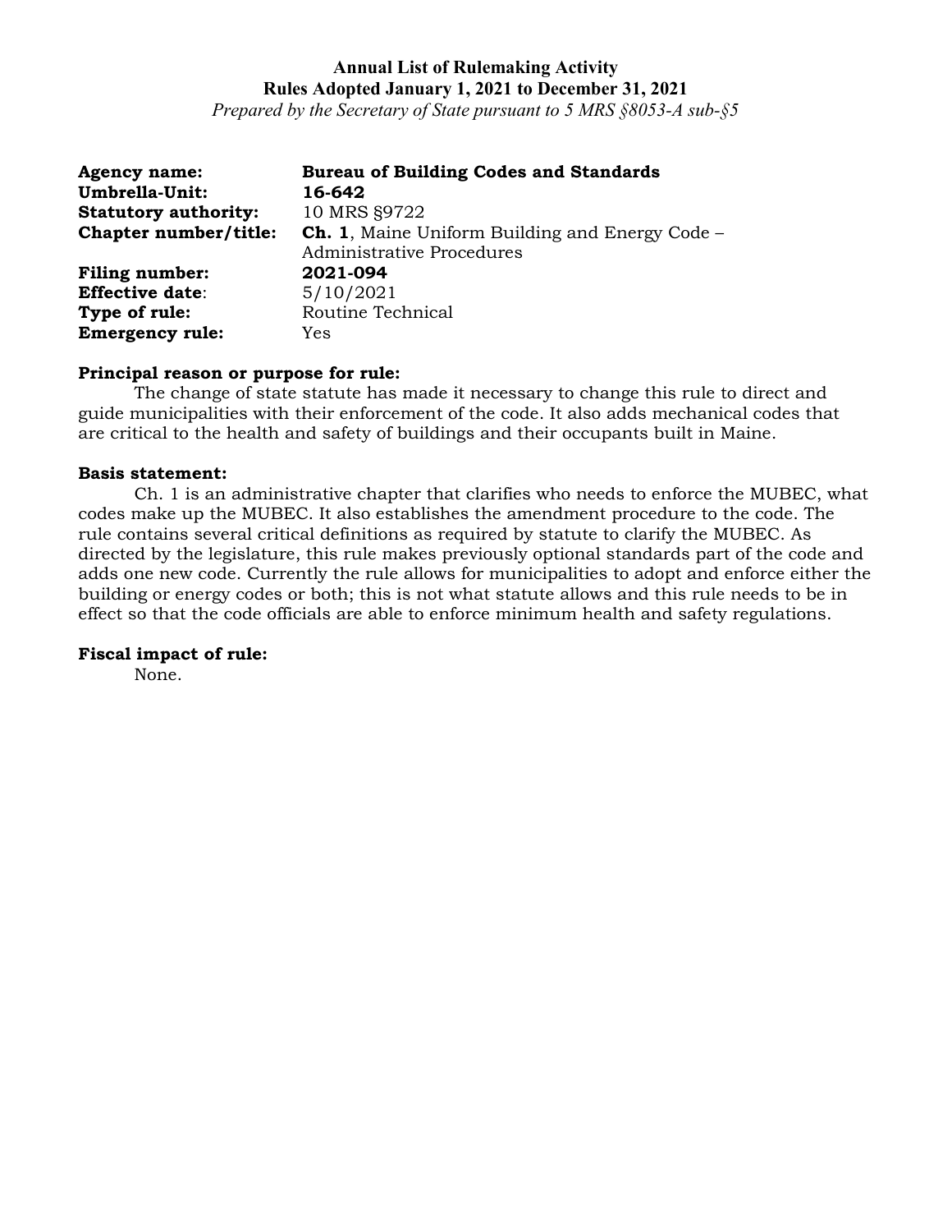**Annual List of Rulemaking Activity**
**Rules Adopted January 1, 2021 to December 31, 2021**
*Prepared by the Secretary of State pursuant to 5 MRS §8053-A sub-§5*

**Agency name:** **Bureau of Building Codes and Standards**
**Umbrella-Unit:** **16-642**
**Statutory authority:** 10 MRS §9722
**Chapter number/title:** **Ch. 1**, Maine Uniform Building and Energy Code – Administrative Procedures
**Filing number:** **2021-094**
**Effective date**: 5/10/2021
**Type of rule:** Routine Technical
**Emergency rule:** Yes

**Principal reason or purpose for rule:**
The change of state statute has made it necessary to change this rule to direct and guide municipalities with their enforcement of the code. It also adds mechanical codes that are critical to the health and safety of buildings and their occupants built in Maine.

**Basis statement:**
Ch. 1 is an administrative chapter that clarifies who needs to enforce the MUBEC, what codes make up the MUBEC. It also establishes the amendment procedure to the code. The rule contains several critical definitions as required by statute to clarify the MUBEC. As directed by the legislature, this rule makes previously optional standards part of the code and adds one new code. Currently the rule allows for municipalities to adopt and enforce either the building or energy codes or both; this is not what statute allows and this rule needs to be in effect so that the code officials are able to enforce minimum health and safety regulations.

**Fiscal impact of rule:**
None.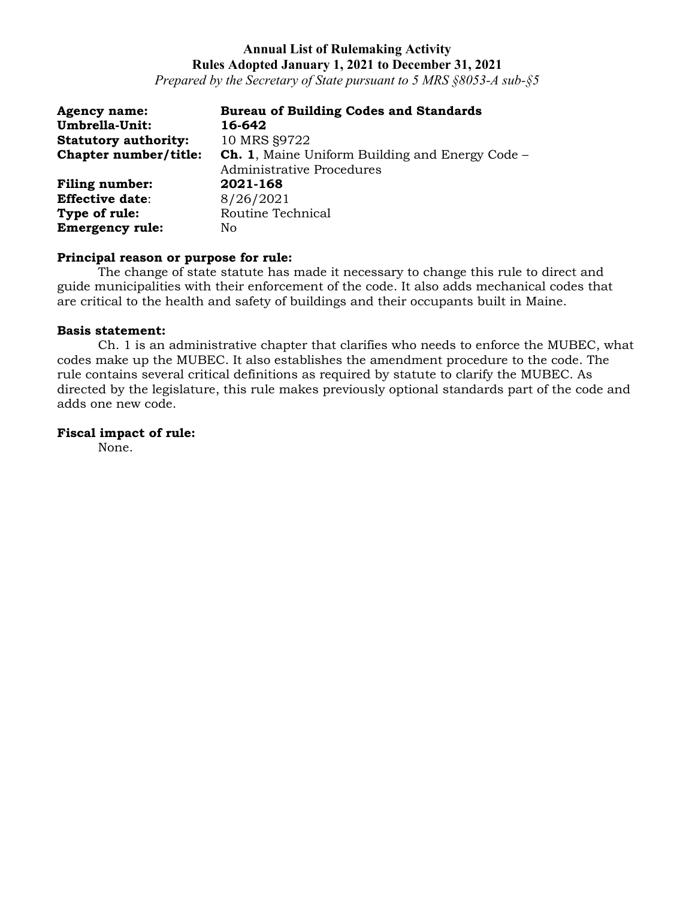**Annual List of Rulemaking Activity**
**Rules Adopted January 1, 2021 to December 31, 2021**
*Prepared by the Secretary of State pursuant to 5 MRS §8053-A sub-§5*

**Agency name:** **Bureau of Building Codes and Standards**
**Umbrella-Unit:** **16-642**
**Statutory authority:** 10 MRS §9722
**Chapter number/title:** **Ch. 1**, Maine Uniform Building and Energy Code – Administrative Procedures
**Filing number:** **2021-168**
**Effective date**: 8/26/2021
**Type of rule:** Routine Technical
**Emergency rule:** No

**Principal reason or purpose for rule:**
The change of state statute has made it necessary to change this rule to direct and guide municipalities with their enforcement of the code. It also adds mechanical codes that are critical to the health and safety of buildings and their occupants built in Maine.

**Basis statement:**
Ch. 1 is an administrative chapter that clarifies who needs to enforce the MUBEC, what codes make up the MUBEC. It also establishes the amendment procedure to the code. The rule contains several critical definitions as required by statute to clarify the MUBEC. As directed by the legislature, this rule makes previously optional standards part of the code and adds one new code.

**Fiscal impact of rule:**
None.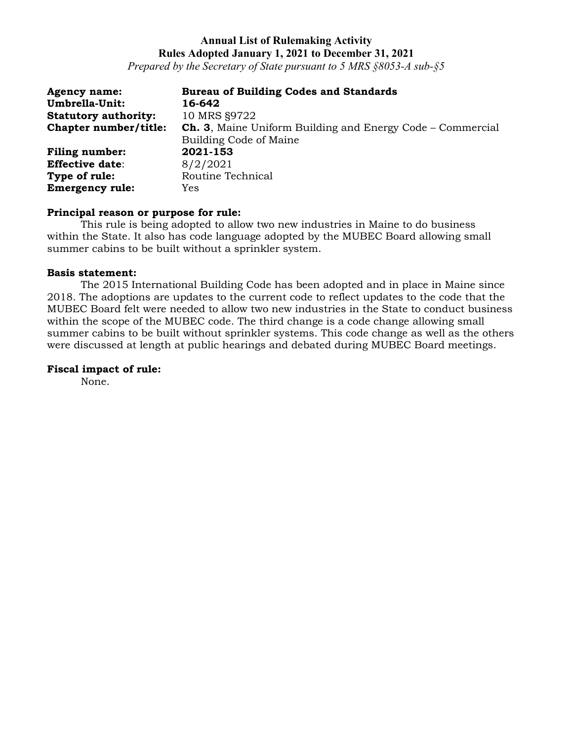**Annual List of Rulemaking Activity**
**Rules Adopted January 1, 2021 to December 31, 2021**
*Prepared by the Secretary of State pursuant to 5 MRS §8053-A sub-§5*

**Agency name:** **Bureau of Building Codes and Standards**
**Umbrella-Unit:** **16-642**
**Statutory authority:** 10 MRS §9722
**Chapter number/title:** **Ch. 3**, Maine Uniform Building and Energy Code – Commercial Building Code of Maine
**Filing number:** **2021-153**
**Effective date**: 8/2/2021
**Type of rule:** Routine Technical
**Emergency rule:** Yes

**Principal reason or purpose for rule:**
This rule is being adopted to allow two new industries in Maine to do business within the State. It also has code language adopted by the MUBEC Board allowing small summer cabins to be built without a sprinkler system.

**Basis statement:**
The 2015 International Building Code has been adopted and in place in Maine since 2018. The adoptions are updates to the current code to reflect updates to the code that the MUBEC Board felt were needed to allow two new industries in the State to conduct business within the scope of the MUBEC code. The third change is a code change allowing small summer cabins to be built without sprinkler systems. This code change as well as the others were discussed at length at public hearings and debated during MUBEC Board meetings.

**Fiscal impact of rule:**
None.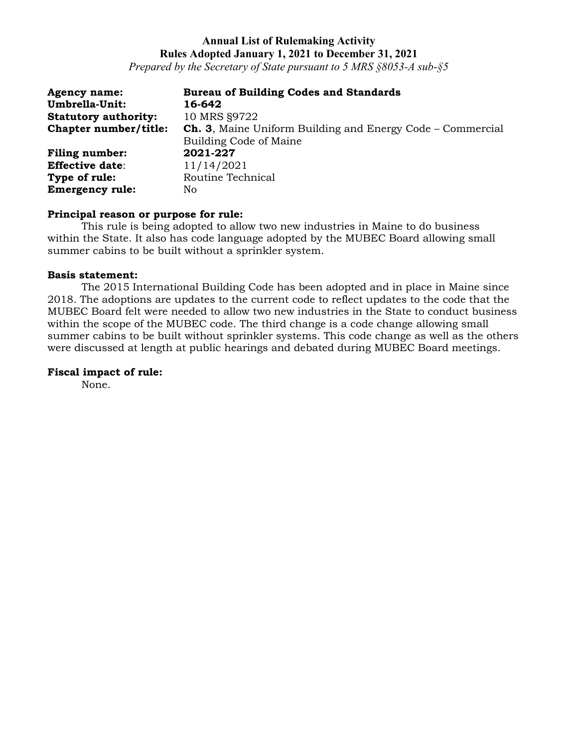**Annual List of Rulemaking Activity**
**Rules Adopted January 1, 2021 to December 31, 2021**
*Prepared by the Secretary of State pursuant to 5 MRS §8053-A sub-§5*

**Agency name:** **Bureau of Building Codes and Standards**
**Umbrella-Unit:** **16-642**
**Statutory authority:** 10 MRS §9722
**Chapter number/title:** **Ch. 3**, Maine Uniform Building and Energy Code – Commercial Building Code of Maine
**Filing number:** **2021-227**
**Effective date:** 11/14/2021
**Type of rule:** Routine Technical
**Emergency rule:** No

**Principal reason or purpose for rule:**

This rule is being adopted to allow two new industries in Maine to do business within the State. It also has code language adopted by the MUBEC Board allowing small summer cabins to be built without a sprinkler system.

**Basis statement:**

The 2015 International Building Code has been adopted and in place in Maine since 2018. The adoptions are updates to the current code to reflect updates to the code that the MUBEC Board felt were needed to allow two new industries in the State to conduct business within the scope of the MUBEC code. The third change is a code change allowing small summer cabins to be built without sprinkler systems. This code change as well as the others were discussed at length at public hearings and debated during MUBEC Board meetings.

**Fiscal impact of rule:**

None.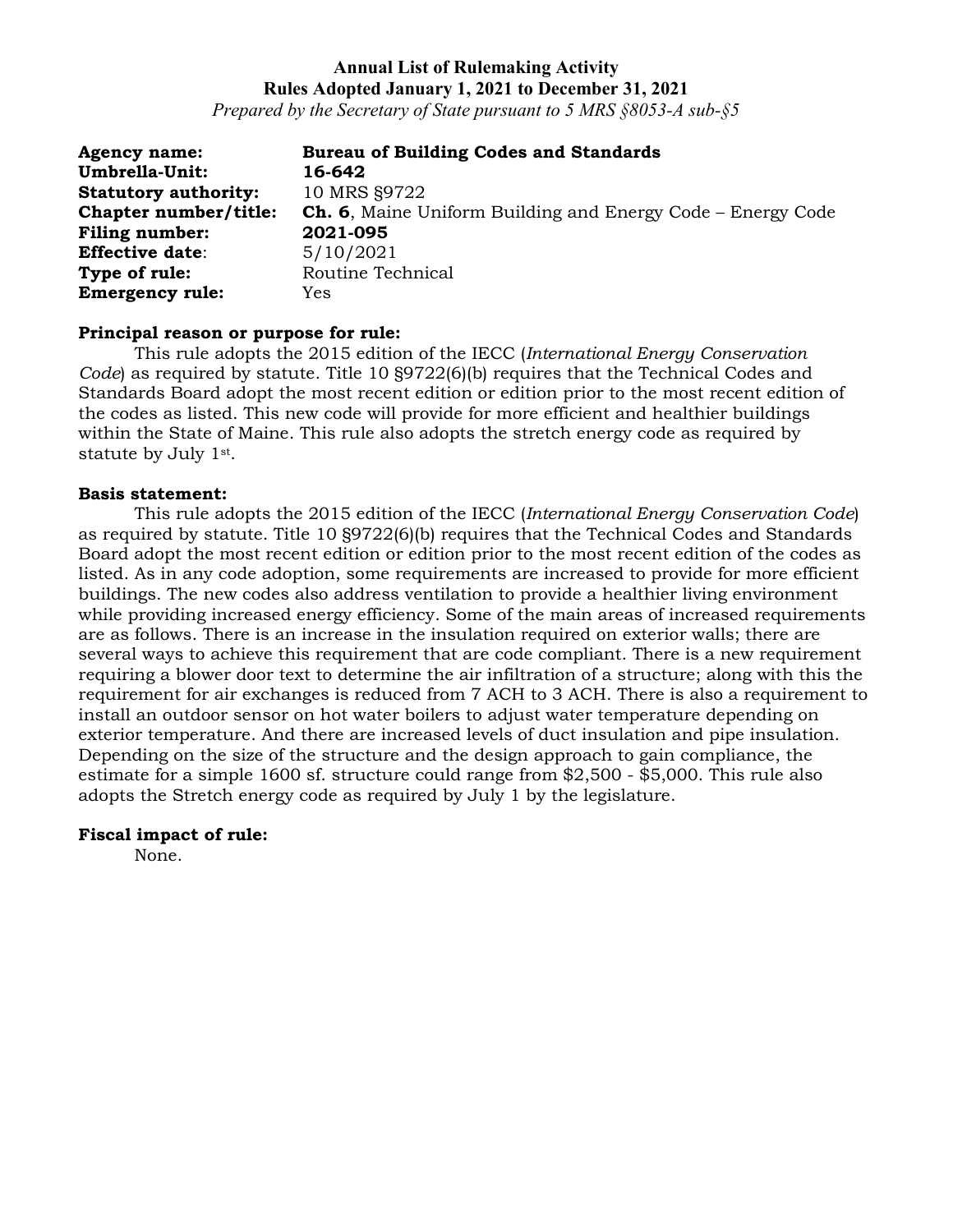**Annual List of Rulemaking Activity**
**Rules Adopted January 1, 2021 to December 31, 2021**
*Prepared by the Secretary of State pursuant to 5 MRS §8053-A sub-§5*

**Agency name:** **Bureau of Building Codes and Standards**
**Umbrella-Unit:** **16-642**
**Statutory authority:** 10 MRS §9722
**Chapter number/title:** **Ch. 6**, Maine Uniform Building and Energy Code – Energy Code
**Filing number:** **2021-095**
**Effective date**: 5/10/2021
**Type of rule:** Routine Technical
**Emergency rule:** Yes

**Principal reason or purpose for rule:**

This rule adopts the 2015 edition of the IECC (*International Energy Conservation Code*) as required by statute. Title 10 §9722(6)(b) requires that the Technical Codes and Standards Board adopt the most recent edition or edition prior to the most recent edition of the codes as listed. This new code will provide for more efficient and healthier buildings within the State of Maine. This rule also adopts the stretch energy code as required by statute by July 1st.

**Basis statement:**

This rule adopts the 2015 edition of the IECC (*International Energy Conservation Code*) as required by statute. Title 10 §9722(6)(b) requires that the Technical Codes and Standards Board adopt the most recent edition or edition prior to the most recent edition of the codes as listed. As in any code adoption, some requirements are increased to provide for more efficient buildings. The new codes also address ventilation to provide a healthier living environment while providing increased energy efficiency. Some of the main areas of increased requirements are as follows. There is an increase in the insulation required on exterior walls; there are several ways to achieve this requirement that are code compliant. There is a new requirement requiring a blower door text to determine the air infiltration of a structure; along with this the requirement for air exchanges is reduced from 7 ACH to 3 ACH. There is also a requirement to install an outdoor sensor on hot water boilers to adjust water temperature depending on exterior temperature. And there are increased levels of duct insulation and pipe insulation. Depending on the size of the structure and the design approach to gain compliance, the estimate for a simple 1600 sf. structure could range from $2,500 - $5,000. This rule also adopts the Stretch energy code as required by July 1 by the legislature.

**Fiscal impact of rule:**

None.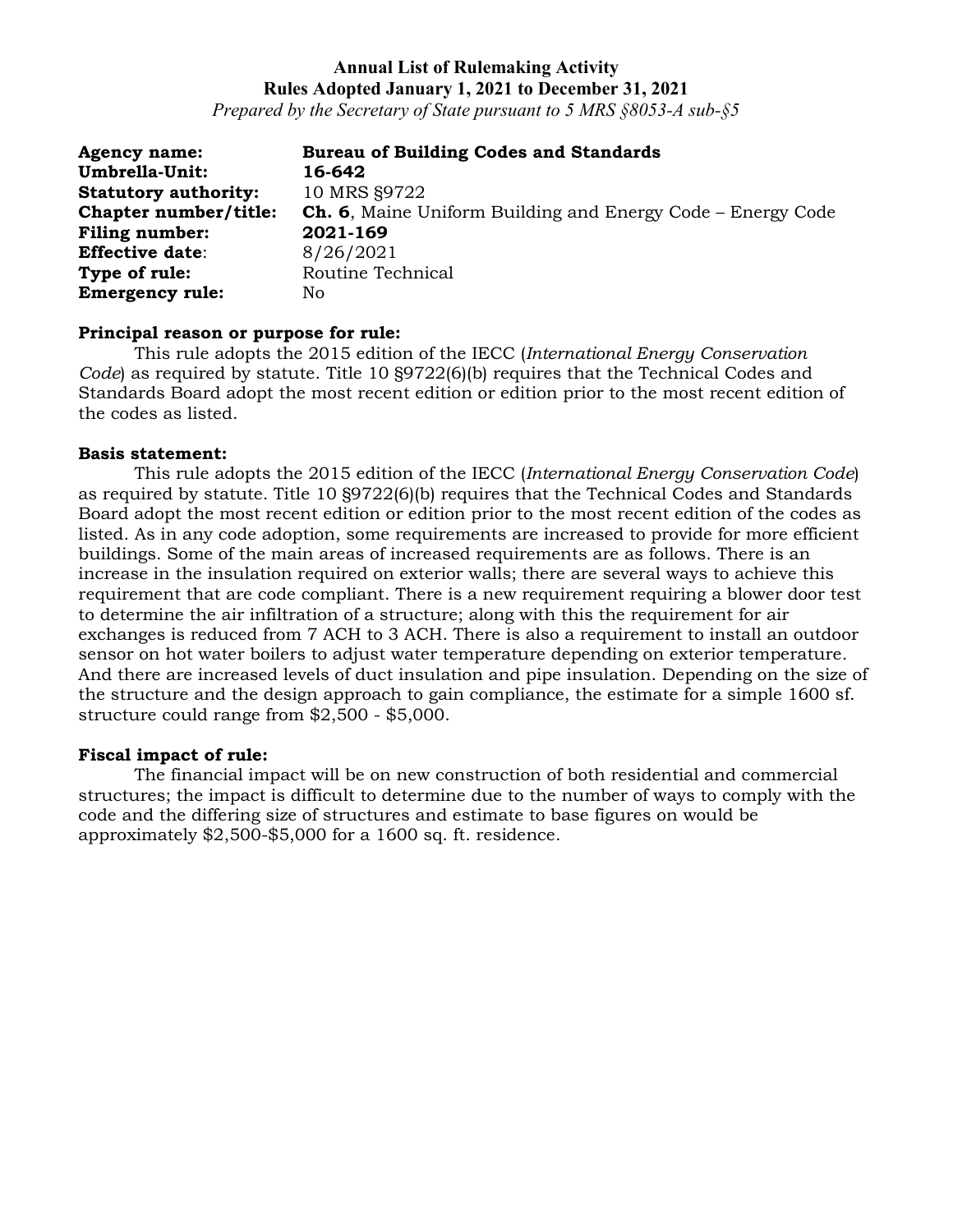**Annual List of Rulemaking Activity**
**Rules Adopted January 1, 2021 to December 31, 2021**
*Prepared by the Secretary of State pursuant to 5 MRS §8053-A sub-§5*

**Agency name:** **Bureau of Building Codes and Standards**
**Umbrella-Unit:** **16-642**
**Statutory authority:** 10 MRS §9722
**Chapter number/title:** **Ch. 6**, Maine Uniform Building and Energy Code – Energy Code
**Filing number:** **2021-169**
**Effective date**: 8/26/2021
**Type of rule:** Routine Technical
**Emergency rule:** No

**Principal reason or purpose for rule:**

This rule adopts the 2015 edition of the IECC (*International Energy Conservation Code*) as required by statute. Title 10 §9722(6)(b) requires that the Technical Codes and Standards Board adopt the most recent edition or edition prior to the most recent edition of the codes as listed.

**Basis statement:**

This rule adopts the 2015 edition of the IECC (*International Energy Conservation Code*) as required by statute. Title 10 §9722(6)(b) requires that the Technical Codes and Standards Board adopt the most recent edition or edition prior to the most recent edition of the codes as listed. As in any code adoption, some requirements are increased to provide for more efficient buildings. Some of the main areas of increased requirements are as follows. There is an increase in the insulation required on exterior walls; there are several ways to achieve this requirement that are code compliant. There is a new requirement requiring a blower door test to determine the air infiltration of a structure; along with this the requirement for air exchanges is reduced from 7 ACH to 3 ACH. There is also a requirement to install an outdoor sensor on hot water boilers to adjust water temperature depending on exterior temperature. And there are increased levels of duct insulation and pipe insulation. Depending on the size of the structure and the design approach to gain compliance, the estimate for a simple 1600 sf. structure could range from $2,500 - $5,000.

**Fiscal impact of rule:**

The financial impact will be on new construction of both residential and commercial structures; the impact is difficult to determine due to the number of ways to comply with the code and the differing size of structures and estimate to base figures on would be approximately $2,500-$5,000 for a 1600 sq. ft. residence.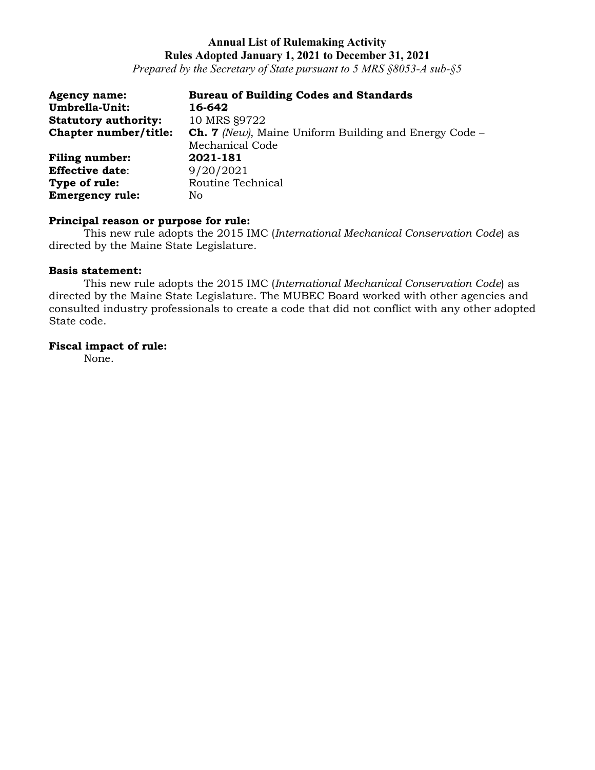**Annual List of Rulemaking Activity**
**Rules Adopted January 1, 2021 to December 31, 2021**
*Prepared by the Secretary of State pursuant to 5 MRS §8053-A sub-§5*

| | |
|---|---|
| **Agency name:** | **Bureau of Building Codes and Standards** |
| **Umbrella-Unit:** | **16-642** |
| **Statutory authority:** | 10 MRS §9722 |
| **Chapter number/title:** | **Ch. 7** *(New)*, Maine Uniform Building and Energy Code – Mechanical Code |
| **Filing number:** | **2021-181** |
| **Effective date**: | 9/20/2021 |
| **Type of rule:** | Routine Technical |
| **Emergency rule:** | No |

**Principal reason or purpose for rule:**

This new rule adopts the 2015 IMC (*International Mechanical Conservation Code*) as directed by the Maine State Legislature.

**Basis statement:**

This new rule adopts the 2015 IMC (*International Mechanical Conservation Code*) as directed by the Maine State Legislature. The MUBEC Board worked with other agencies and consulted industry professionals to create a code that did not conflict with any other adopted State code.

**Fiscal impact of rule:**

None.